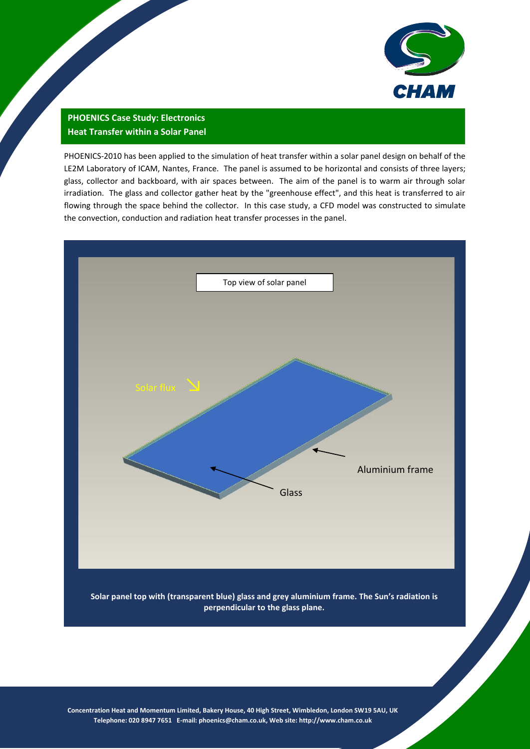## PHOENICS Case Study: Electronics
## Heat Transfer within a Solar Panel

PHOENICS-2010 has been applied to the simulation of heat transfer within a solar panel design on behalf of the LE2M Laboratory of ICAM, Nantes, France. The panel is assumed to be horizontal and consists of three layers; glass, collector and backboard, with air spaces between. The aim of the panel is to warm air through solar irradiation. The glass and collector gather heat by the "greenhouse effect", and this heat is transferred to air flowing through the space behind the collector. In this case study, a CFD model was constructed to simulate the convection, conduction and radiation heat transfer processes in the panel.

**Solar panel top with (transparent blue) glass and grey aluminium frame. The Sun's radiation is perpendicular to the glass plane.**

Concentration Heat and Momentum Limited, Bakery House, 40 High Street, Wimbledon, London SW19 5AU, UK
Telephone: 020 8947 7651 E-mail: phoenics@cham.co.uk, Web site: http://www.cham.co.uk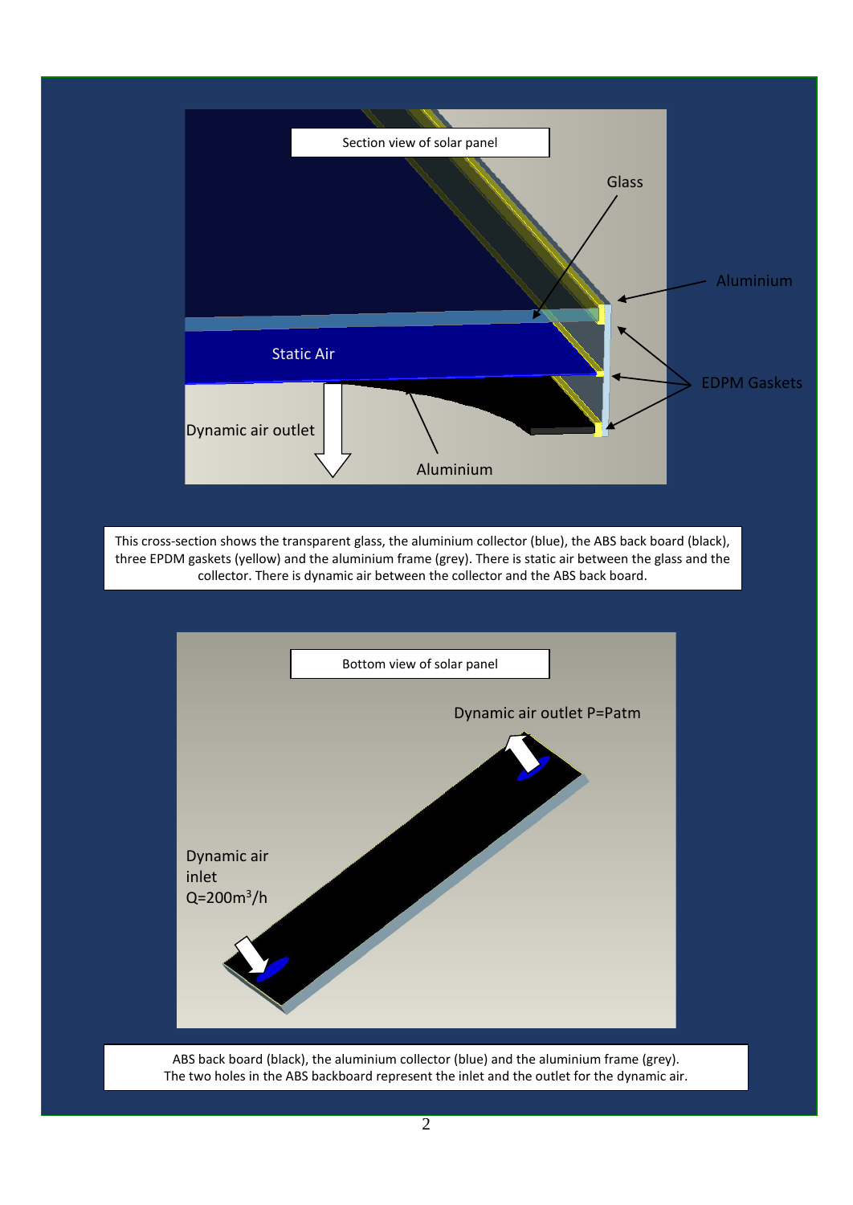Section view of solar panel

Glass

Aluminium

EDPM Gaskets

Static Air

Dynamic air outlet

Aluminium

This cross-section shows the transparent glass, the aluminium collector (blue), the ABS back board (black), three EPDM gaskets (yellow) and the aluminium frame (grey). There is static air between the glass and the collector. There is dynamic air between the collector and the ABS back board.

Bottom view of solar panel

Dynamic air outlet P=Patm

Dynamic air inlet $Q=200m^3/h$

ABS back board (black), the aluminium collector (blue) and the aluminium frame (grey).
The two holes in the ABS backboard represent the inlet and the outlet for the dynamic air.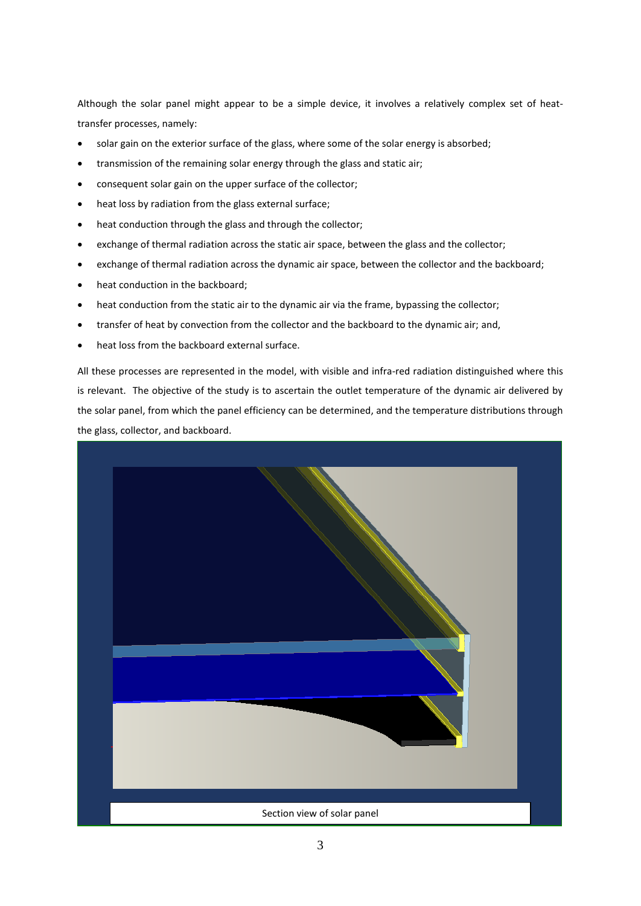Although the solar panel might appear to be a simple device, it involves a relatively complex set of heat-transfer processes, namely:

- solar gain on the exterior surface of the glass, where some of the solar energy is absorbed;
- transmission of the remaining solar energy through the glass and static air;
- consequent solar gain on the upper surface of the collector;
- heat loss by radiation from the glass external surface;
- heat conduction through the glass and through the collector;
- exchange of thermal radiation across the static air space, between the glass and the collector;
- exchange of thermal radiation across the dynamic air space, between the collector and the backboard;
- heat conduction in the backboard;
- heat conduction from the static air to the dynamic air via the frame, bypassing the collector;
- transfer of heat by convection from the collector and the backboard to the dynamic air; and,
- heat loss from the backboard external surface.

All these processes are represented in the model, with visible and infra-red radiation distinguished where this is relevant. The objective of the study is to ascertain the outlet temperature of the dynamic air delivered by the solar panel, from which the panel efficiency can be determined, and the temperature distributions through the glass, collector, and backboard.

Section view of solar panel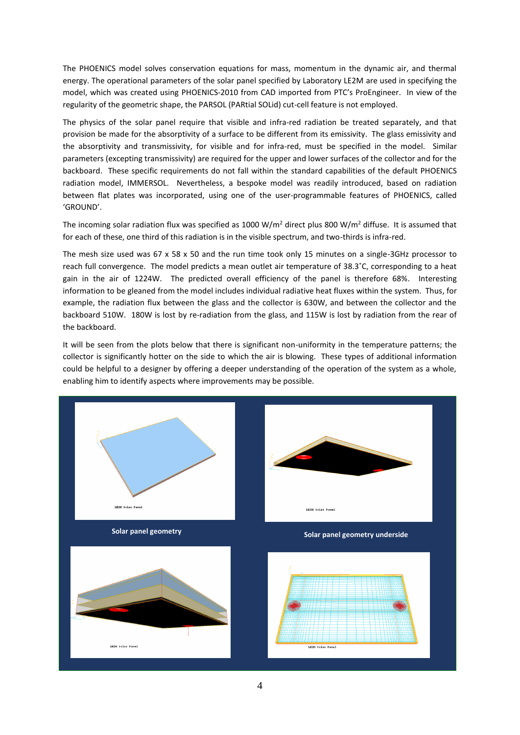The PHOENICS model solves conservation equations for mass, momentum in the dynamic air, and thermal energy. The operational parameters of the solar panel specified by Laboratory LE2M are used in specifying the model, which was created using PHOENICS-2010 from CAD imported from PTC's ProEngineer. In view of the regularity of the geometric shape, the PARSOL (PARtial SOLid) cut-cell feature is not employed.

The physics of the solar panel require that visible and infra-red radiation be treated separately, and that provision be made for the absorptivity of a surface to be different from its emissivity. The glass emissivity and the absorptivity and transmissivity, for visible and for infra-red, must be specified in the model. Similar parameters (excepting transmissivity) are required for the upper and lower surfaces of the collector and for the backboard. These specific requirements do not fall within the standard capabilities of the default PHOENICS radiation model, IMMERSOL. Nevertheless, a bespoke model was readily introduced, based on radiation between flat plates was incorporated, using one of the user-programmable features of PHOENICS, called 'GROUND'.

The incoming solar radiation flux was specified as 1000 W/m$^2$ direct plus 800 W/m$^2$ diffuse. It is assumed that for each of these, one third of this radiation is in the visible spectrum, and two-thirds is infra-red.

The mesh size used was 67 x 58 x 50 and the run time took only 15 minutes on a single-3GHz processor to reach full convergence. The model predicts a mean outlet air temperature of 38.3˚C, corresponding to a heat gain in the air of 1224W. The predicted overall efficiency of the panel is therefore 68%. Interesting information to be gleaned from the model includes individual radiative heat fluxes within the system. Thus, for example, the radiation flux between the glass and the collector is 630W, and between the collector and the backboard 510W. 180W is lost by re-radiation from the glass, and 115W is lost by radiation from the rear of the backboard.

It will be seen from the plots below that there is significant non-uniformity in the temperature patterns; the collector is significantly hotter on the side to which the air is blowing. These types of additional information could be helpful to a designer by offering a deeper understanding of the operation of the system as a whole, enabling him to identify aspects where improvements may be possible.

Solar panel geometry

Solar panel geometry underside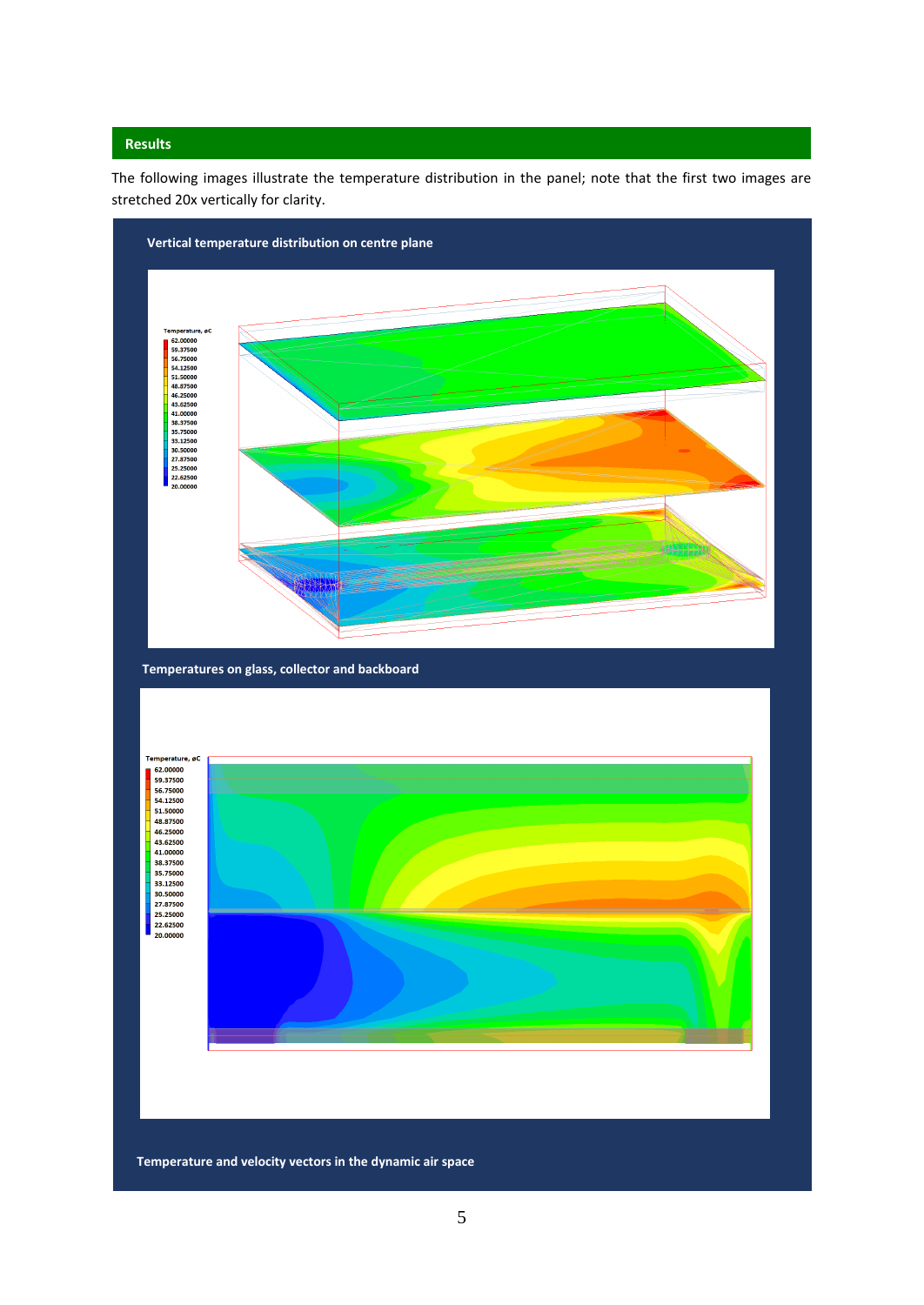## Results

The following images illustrate the temperature distribution in the panel; note that the first two images are stretched 20x vertically for clarity.

**Vertical temperature distribution on centre plane**

**Temperatures on glass, collector and backboard**

**Temperature and velocity vectors in the dynamic air space**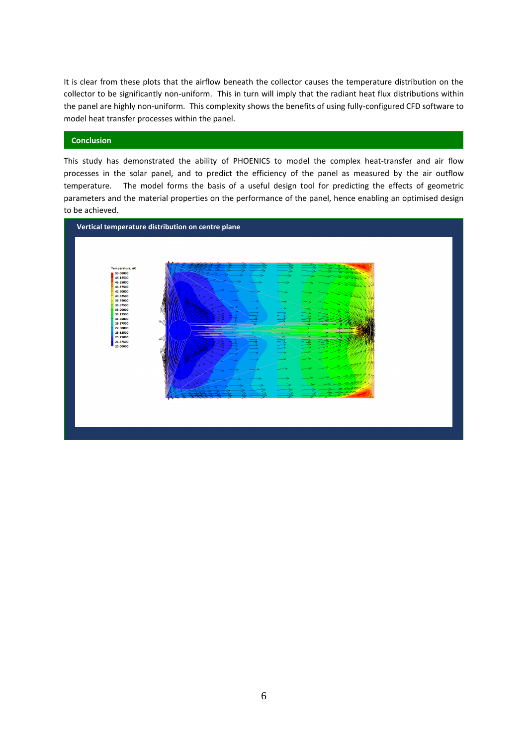It is clear from these plots that the airflow beneath the collector causes the temperature distribution on the collector to be significantly non-uniform. This in turn will imply that the radiant heat flux distributions within the panel are highly non-uniform. This complexity shows the benefits of using fully-configured CFD software to model heat transfer processes within the panel.

## Conclusion

This study has demonstrated the ability of PHOENICS to model the complex heat-transfer and air flow processes in the solar panel, and to predict the efficiency of the panel as measured by the air outflow temperature. The model forms the basis of a useful design tool for predicting the effects of geometric parameters and the material properties on the performance of the panel, hence enabling an optimised design to be achieved.

**Vertical temperature distribution on centre plane**

Temperature, øC
50.00000
48.12500
46.25000
44.37500
42.50000
40.62500
38.75000
36.87500
35.00000
33.12500
31.25000
29.37500
27.50000
25.62500
23.75000
21.87500
20.00000